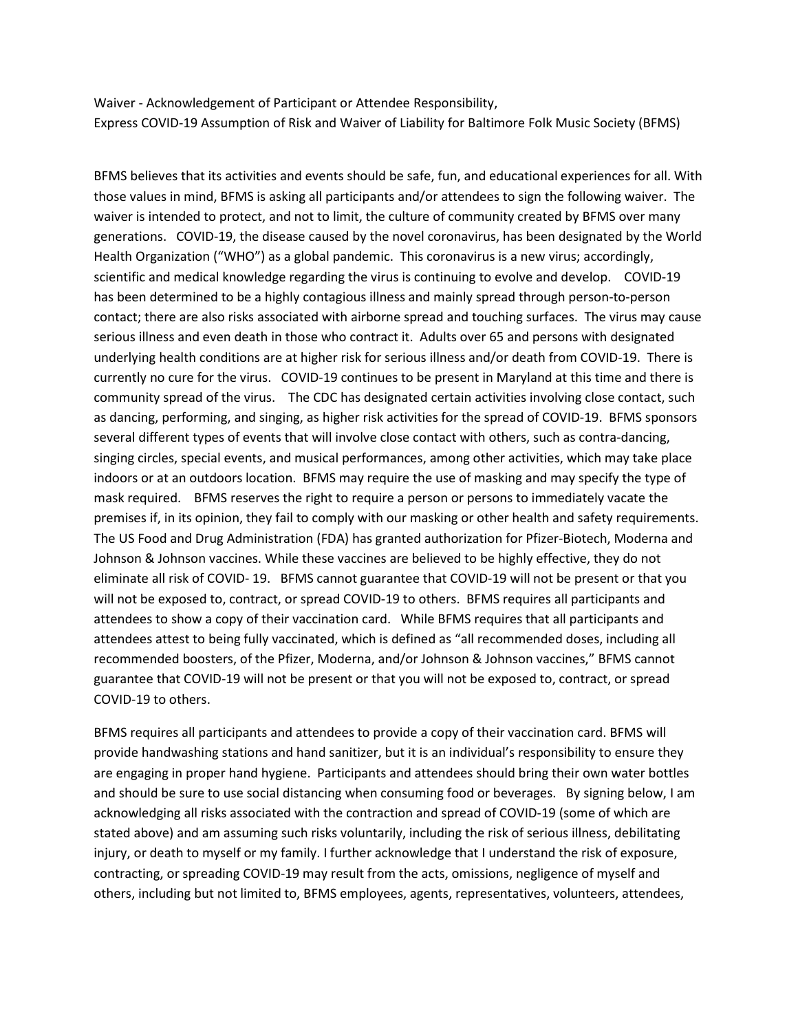Waiver - Acknowledgement of Participant or Attendee Responsibility,
Express COVID-19 Assumption of Risk and Waiver of Liability for Baltimore Folk Music Society (BFMS)

BFMS believes that its activities and events should be safe, fun, and educational experiences for all. With those values in mind, BFMS is asking all participants and/or attendees to sign the following waiver. The waiver is intended to protect, and not to limit, the culture of community created by BFMS over many generations. COVID-19, the disease caused by the novel coronavirus, has been designated by the World Health Organization ("WHO") as a global pandemic. This coronavirus is a new virus; accordingly, scientific and medical knowledge regarding the virus is continuing to evolve and develop. COVID-19 has been determined to be a highly contagious illness and mainly spread through person-to-person contact; there are also risks associated with airborne spread and touching surfaces. The virus may cause serious illness and even death in those who contract it. Adults over 65 and persons with designated underlying health conditions are at higher risk for serious illness and/or death from COVID-19. There is currently no cure for the virus. COVID-19 continues to be present in Maryland at this time and there is community spread of the virus. The CDC has designated certain activities involving close contact, such as dancing, performing, and singing, as higher risk activities for the spread of COVID-19. BFMS sponsors several different types of events that will involve close contact with others, such as contra-dancing, singing circles, special events, and musical performances, among other activities, which may take place indoors or at an outdoors location. BFMS may require the use of masking and may specify the type of mask required. BFMS reserves the right to require a person or persons to immediately vacate the premises if, in its opinion, they fail to comply with our masking or other health and safety requirements. The US Food and Drug Administration (FDA) has granted authorization for Pfizer-Biotech, Moderna and Johnson & Johnson vaccines. While these vaccines are believed to be highly effective, they do not eliminate all risk of COVID- 19. BFMS cannot guarantee that COVID-19 will not be present or that you will not be exposed to, contract, or spread COVID-19 to others. BFMS requires all participants and attendees to show a copy of their vaccination card. While BFMS requires that all participants and attendees attest to being fully vaccinated, which is defined as "all recommended doses, including all recommended boosters, of the Pfizer, Moderna, and/or Johnson & Johnson vaccines," BFMS cannot guarantee that COVID-19 will not be present or that you will not be exposed to, contract, or spread COVID-19 to others.

BFMS requires all participants and attendees to provide a copy of their vaccination card. BFMS will provide handwashing stations and hand sanitizer, but it is an individual's responsibility to ensure they are engaging in proper hand hygiene. Participants and attendees should bring their own water bottles and should be sure to use social distancing when consuming food or beverages. By signing below, I am acknowledging all risks associated with the contraction and spread of COVID-19 (some of which are stated above) and am assuming such risks voluntarily, including the risk of serious illness, debilitating injury, or death to myself or my family. I further acknowledge that I understand the risk of exposure, contracting, or spreading COVID-19 may result from the acts, omissions, negligence of myself and others, including but not limited to, BFMS employees, agents, representatives, volunteers, attendees,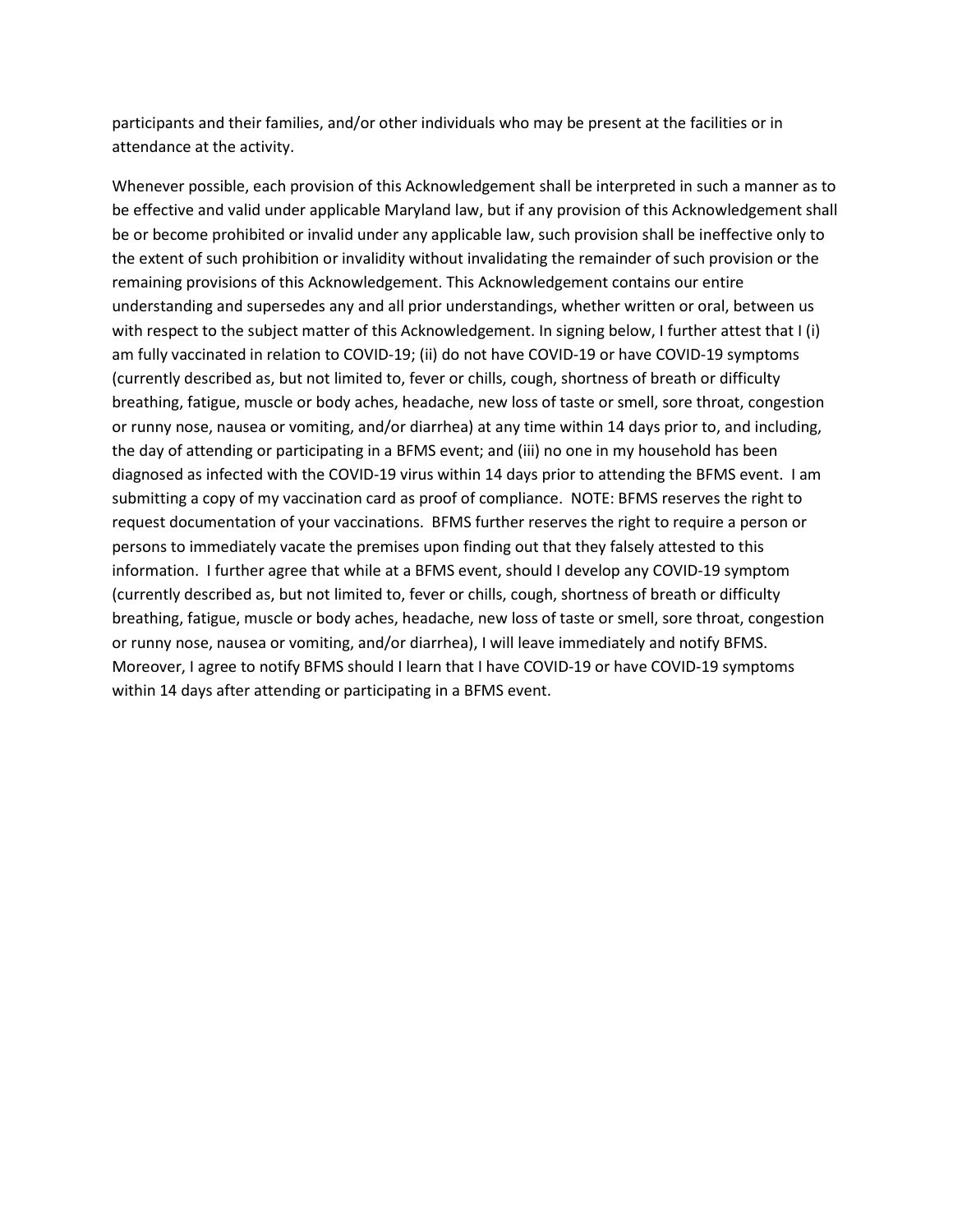participants and their families, and/or other individuals who may be present at the facilities or in attendance at the activity.

Whenever possible, each provision of this Acknowledgement shall be interpreted in such a manner as to be effective and valid under applicable Maryland law, but if any provision of this Acknowledgement shall be or become prohibited or invalid under any applicable law, such provision shall be ineffective only to the extent of such prohibition or invalidity without invalidating the remainder of such provision or the remaining provisions of this Acknowledgement. This Acknowledgement contains our entire understanding and supersedes any and all prior understandings, whether written or oral, between us with respect to the subject matter of this Acknowledgement. In signing below, I further attest that I (i) am fully vaccinated in relation to COVID-19; (ii) do not have COVID-19 or have COVID-19 symptoms (currently described as, but not limited to, fever or chills, cough, shortness of breath or difficulty breathing, fatigue, muscle or body aches, headache, new loss of taste or smell, sore throat, congestion or runny nose, nausea or vomiting, and/or diarrhea) at any time within 14 days prior to, and including, the day of attending or participating in a BFMS event; and (iii) no one in my household has been diagnosed as infected with the COVID-19 virus within 14 days prior to attending the BFMS event. I am submitting a copy of my vaccination card as proof of compliance. NOTE: BFMS reserves the right to request documentation of your vaccinations. BFMS further reserves the right to require a person or persons to immediately vacate the premises upon finding out that they falsely attested to this information. I further agree that while at a BFMS event, should I develop any COVID-19 symptom (currently described as, but not limited to, fever or chills, cough, shortness of breath or difficulty breathing, fatigue, muscle or body aches, headache, new loss of taste or smell, sore throat, congestion or runny nose, nausea or vomiting, and/or diarrhea), I will leave immediately and notify BFMS. Moreover, I agree to notify BFMS should I learn that I have COVID-19 or have COVID-19 symptoms within 14 days after attending or participating in a BFMS event.